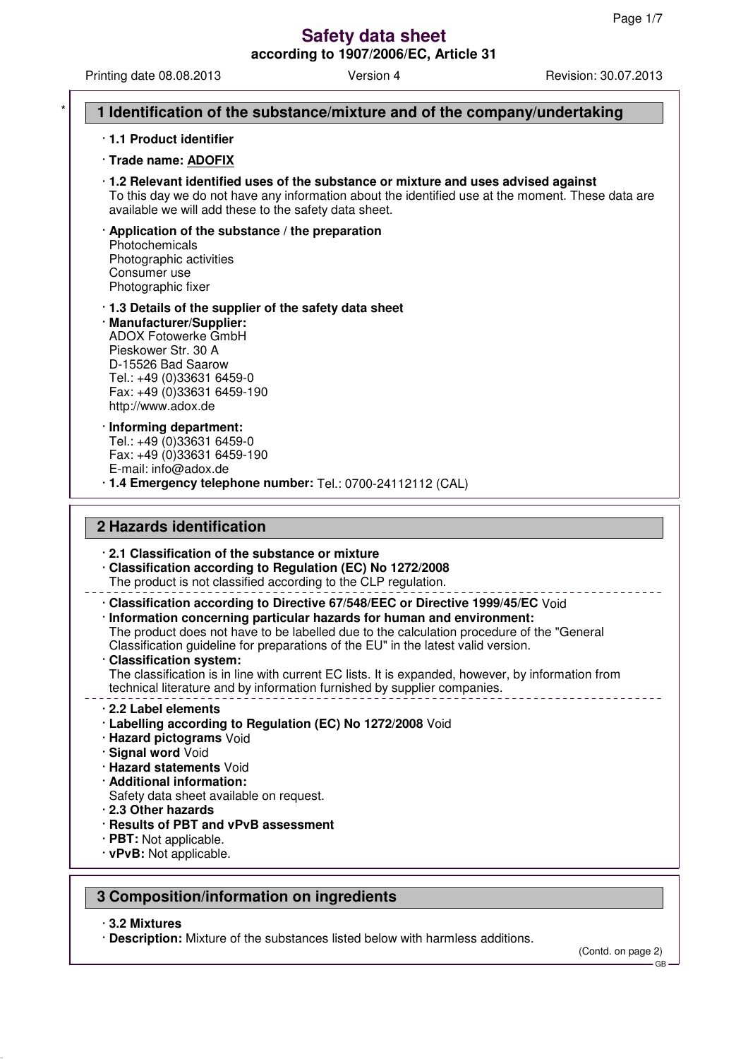# Safety data sheet

**according to 1907/2006/EC, Article 31**

Printing date 08.08.2013 Version 4 Revision: 30.07.2013

## 1 Identification of the substance/mixture and of the company/undertaking

· **1.1 Product identifier**

· **Trade name: ADOFIX**

· **1.2 Relevant identified uses of the substance or mixture and uses advised against**
To this day we do not have any information about the identified use at the moment. These data are available we will add these to the safety data sheet.

· **Application of the substance / the preparation**
Photochemicals
Photographic activities
Consumer use
Photographic fixer

· **1.3 Details of the supplier of the safety data sheet**

· **Manufacturer/Supplier:**
ADOX Fotowerke GmbH
Pieskower Str. 30 A
D-15526 Bad Saarow
Tel.: +49 (0)33631 6459-0
Fax: +49 (0)33631 6459-190
http://www.adox.de

· **Informing department:**
Tel.: +49 (0)33631 6459-0
Fax: +49 (0)33631 6459-190
E-mail: info@adox.de

· **1.4 Emergency telephone number:** Tel.: 0700-24112112 (CAL)

## 2 Hazards identification

· **2.1 Classification of the substance or mixture**

· **Classification according to Regulation (EC) No 1272/2008**
The product is not classified according to the CLP regulation.

· **Classification according to Directive 67/548/EEC or Directive 1999/45/EC** Void

· **Information concerning particular hazards for human and environment:**
The product does not have to be labelled due to the calculation procedure of the "General Classification guideline for preparations of the EU" in the latest valid version.

· **Classification system:**
The classification is in line with current EC lists. It is expanded, however, by information from technical literature and by information furnished by supplier companies.

· **2.2 Label elements**

· **Labelling according to Regulation (EC) No 1272/2008** Void

· **Hazard pictograms** Void

· **Signal word** Void

· **Hazard statements** Void

· **Additional information:**
Safety data sheet available on request.

· **2.3 Other hazards**

· **Results of PBT and vPvB assessment**

· **PBT:** Not applicable.

· **vPvB:** Not applicable.

## 3 Composition/information on ingredients

· **3.2 Mixtures**

· **Description:** Mixture of the substances listed below with harmless additions.

(Contd. on page 2)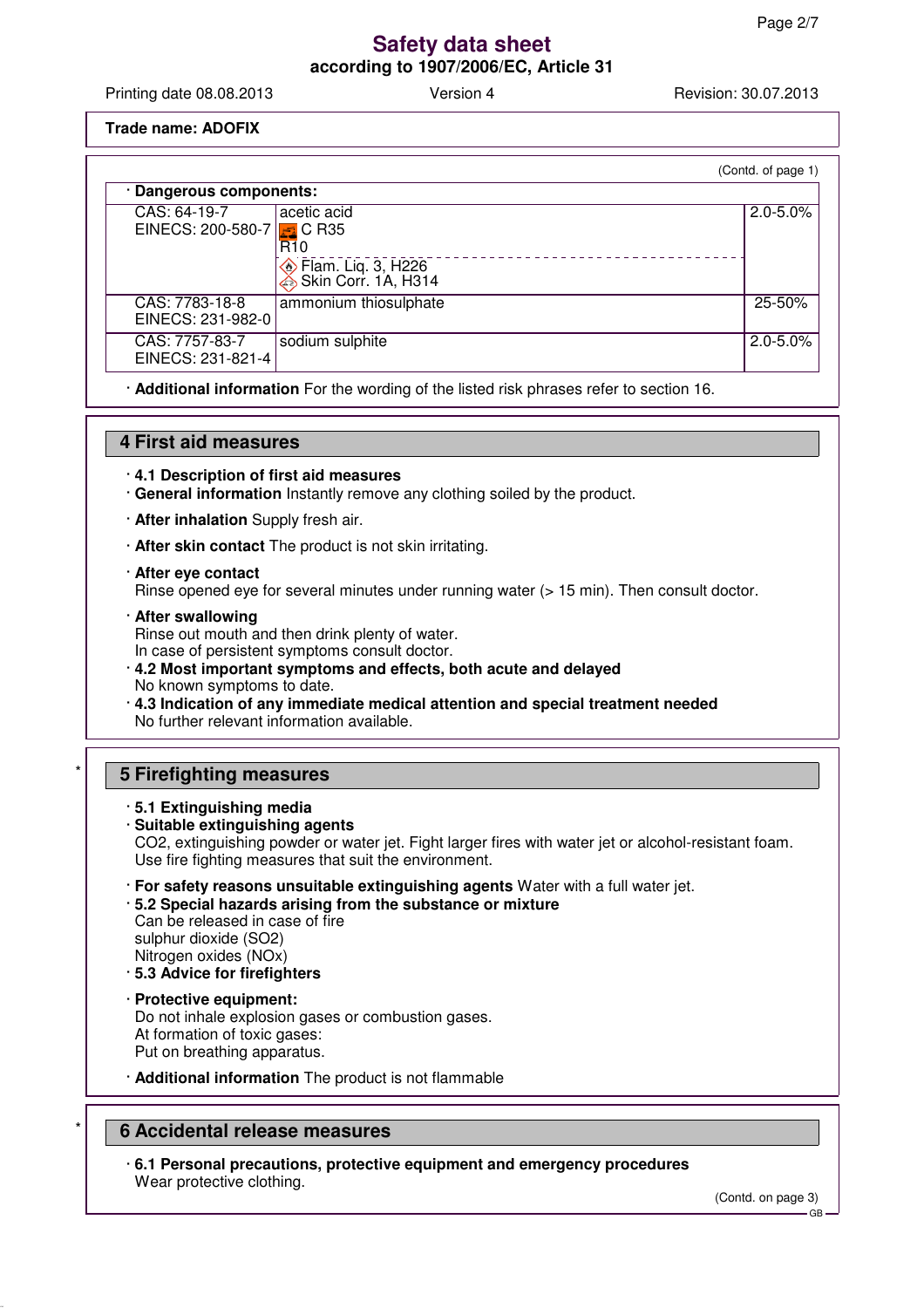**Trade name: ADOFIX**

(Contd. of page 1)

· **Dangerous components:**

| CAS / EINECS | Component | Concentration |
|---|---|---|
| CAS: 64-19-7<br>EINECS: 200-580-7 | acetic acid<br>C R35<br>R10<br>Flam. Liq. 3, H226<br>Skin Corr. 1A, H314 | 2.0-5.0% |
| CAS: 7783-18-8<br>EINECS: 231-982-0 | ammonium thiosulphate | 25-50% |
| CAS: 7757-83-7<br>EINECS: 231-821-4 | sodium sulphite | 2.0-5.0% |

· **Additional information** For the wording of the listed risk phrases refer to section 16.

## 4 First aid measures

· **4.1 Description of first aid measures**
· **General information** Instantly remove any clothing soiled by the product.

· **After inhalation** Supply fresh air.

· **After skin contact** The product is not skin irritating.

· **After eye contact**
Rinse opened eye for several minutes under running water (> 15 min). Then consult doctor.

· **After swallowing**
Rinse out mouth and then drink plenty of water.
In case of persistent symptoms consult doctor.
· **4.2 Most important symptoms and effects, both acute and delayed**
No known symptoms to date.
· **4.3 Indication of any immediate medical attention and special treatment needed**
No further relevant information available.

## 5 Firefighting measures

· **5.1 Extinguishing media**
· **Suitable extinguishing agents**
CO2, extinguishing powder or water jet. Fight larger fires with water jet or alcohol-resistant foam.
Use fire fighting measures that suit the environment.

· **For safety reasons unsuitable extinguishing agents** Water with a full water jet.
· **5.2 Special hazards arising from the substance or mixture**
Can be released in case of fire
sulphur dioxide (SO2)
Nitrogen oxides (NOx)
· **5.3 Advice for firefighters**

· **Protective equipment:**
Do not inhale explosion gases or combustion gases.
At formation of toxic gases:
Put on breathing apparatus.

· **Additional information** The product is not flammable

## 6 Accidental release measures

· **6.1 Personal precautions, protective equipment and emergency procedures**
Wear protective clothing.

(Contd. on page 3)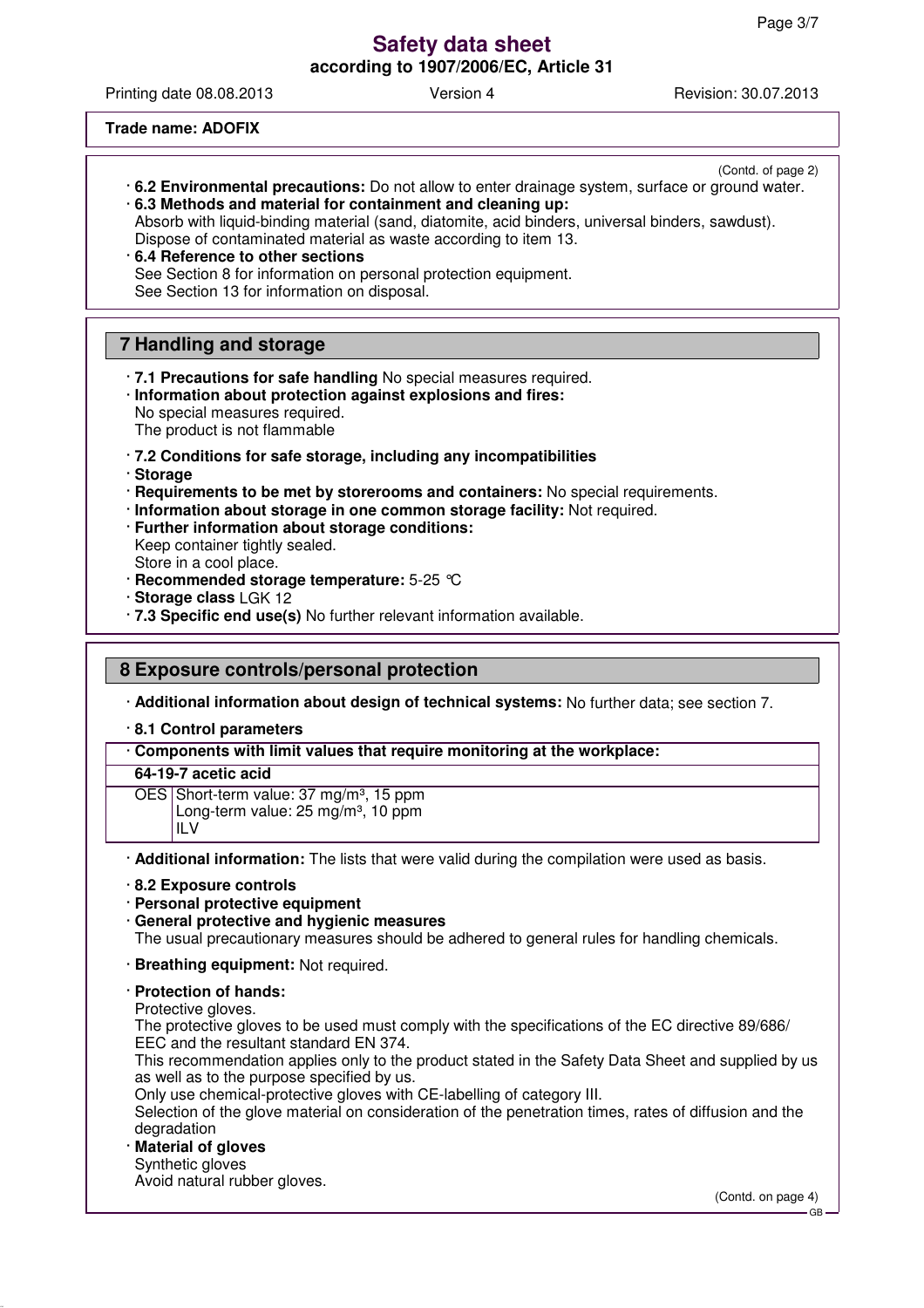**Trade name: ADOFIX**

(Contd. of page 2)

· **6.2 Environmental precautions:** Do not allow to enter drainage system, surface or ground water.

· **6.3 Methods and material for containment and cleaning up:**
Absorb with liquid-binding material (sand, diatomite, acid binders, universal binders, sawdust).
Dispose of contaminated material as waste according to item 13.

· **6.4 Reference to other sections**
See Section 8 for information on personal protection equipment.
See Section 13 for information on disposal.

## 7 Handling and storage

· **7.1 Precautions for safe handling** No special measures required.

· **Information about protection against explosions and fires:**
No special measures required.
The product is not flammable

· **7.2 Conditions for safe storage, including any incompatibilities**

· **Storage**

· **Requirements to be met by storerooms and containers:** No special requirements.

· **Information about storage in one common storage facility:** Not required.

· **Further information about storage conditions:**
Keep container tightly sealed.
Store in a cool place.

· **Recommended storage temperature:** 5-25 °C

· **Storage class** LGK 12

· **7.3 Specific end use(s)** No further relevant information available.

## 8 Exposure controls/personal protection

· **Additional information about design of technical systems:** No further data; see section 7.

· **8.1 Control parameters**

| · **Components with limit values that require monitoring at the workplace:** | |
|---|---|
| **64-19-7 acetic acid** | |
| OES | Short-term value: 37 mg/m³, 15 ppm<br>Long-term value: 25 mg/m³, 10 ppm<br>ILV |

· **Additional information:** The lists that were valid during the compilation were used as basis.

· **8.2 Exposure controls**

· **Personal protective equipment**

· **General protective and hygienic measures**
The usual precautionary measures should be adhered to general rules for handling chemicals.

· **Breathing equipment:** Not required.

· **Protection of hands:**
Protective gloves.
The protective gloves to be used must comply with the specifications of the EC directive 89/686/EEC and the resultant standard EN 374.
This recommendation applies only to the product stated in the Safety Data Sheet and supplied by us as well as to the purpose specified by us.
Only use chemical-protective gloves with CE-labelling of category III.
Selection of the glove material on consideration of the penetration times, rates of diffusion and the degradation

· **Material of gloves**
Synthetic gloves
Avoid natural rubber gloves.

(Contd. on page 4)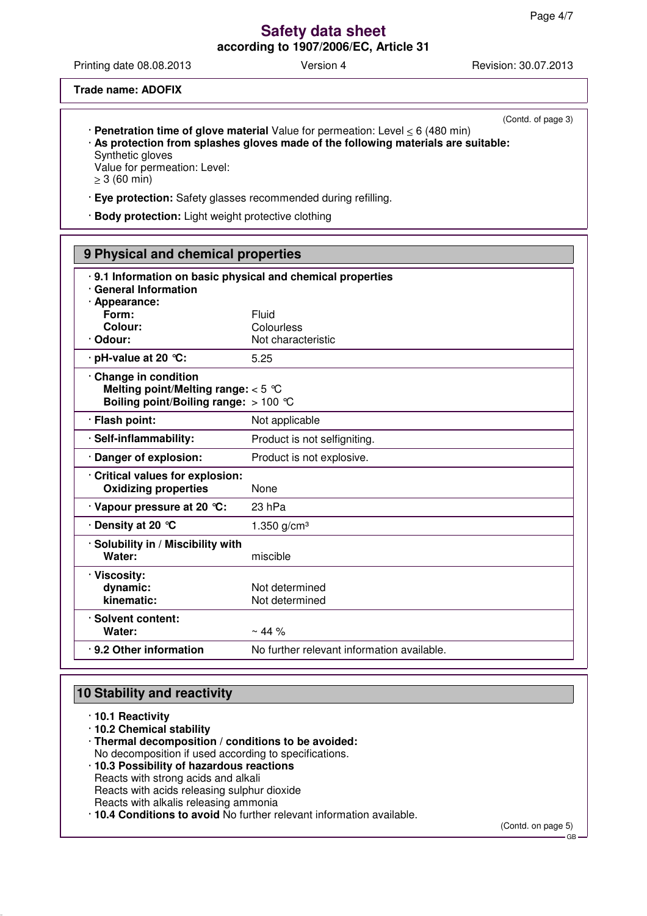**Trade name: ADOFIX**

(Contd. of page 3)

· **Penetration time of glove material** Value for permeation: Level ≤ 6 (480 min)
· **As protection from splashes gloves made of the following materials are suitable:**
Synthetic gloves
Value for permeation: Level:
≥ 3 (60 min)

· **Eye protection:** Safety glasses recommended during refilling.

· **Body protection:** Light weight protective clothing

## 9 Physical and chemical properties

| · **9.1 Information on basic physical and chemical properties** | |
|---|---|
| · **General Information** | |
| · **Appearance:** | |
| **Form:** | Fluid |
| **Colour:** | Colourless |
| · **Odour:** | Not characteristic |
| · **pH-value at 20 °C:** | 5.25 |
| · **Change in condition** | |
| **Melting point/Melting range:** | < 5 °C |
| **Boiling point/Boiling range:** | > 100 °C |
| · **Flash point:** | Not applicable |
| · **Self-inflammability:** | Product is not selfigniting. |
| · **Danger of explosion:** | Product is not explosive. |
| · **Critical values for explosion:** | |
| **Oxidizing properties** | None |
| · **Vapour pressure at 20 °C:** | 23 hPa |
| · **Density at 20 °C** | 1.350 g/cm³ |
| · **Solubility in / Miscibility with** | |
| **Water:** | miscible |
| · **Viscosity:** | |
| **dynamic:** | Not determined |
| **kinematic:** | Not determined |
| · **Solvent content:** | |
| **Water:** | ~ 44 % |
| · **9.2 Other information** | No further relevant information available. |

## 10 Stability and reactivity

· **10.1 Reactivity**
· **10.2 Chemical stability**
· **Thermal decomposition / conditions to be avoided:**
No decomposition if used according to specifications.
· **10.3 Possibility of hazardous reactions**
Reacts with strong acids and alkali
Reacts with acids releasing sulphur dioxide
Reacts with alkalis releasing ammonia
· **10.4 Conditions to avoid** No further relevant information available.

(Contd. on page 5)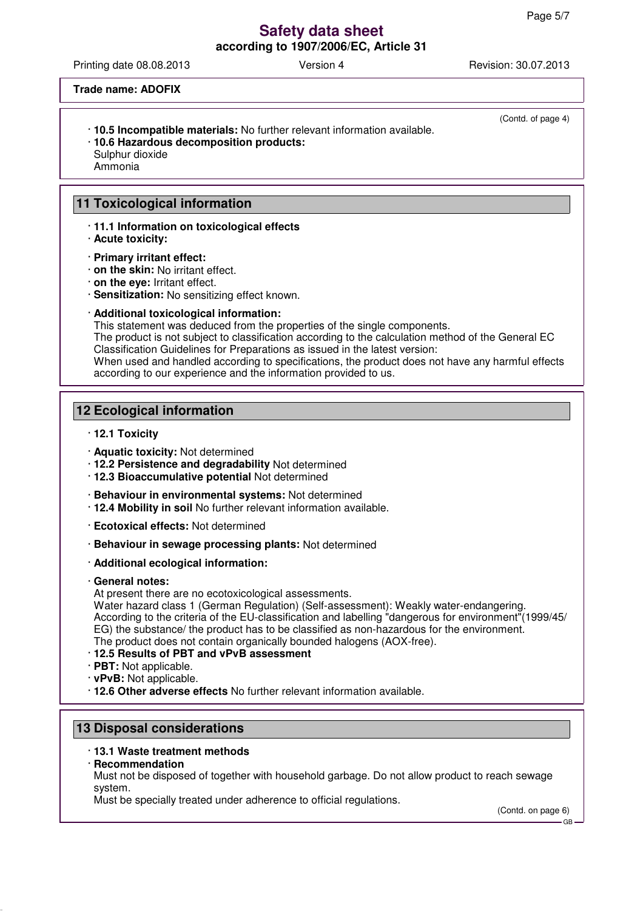**Trade name: ADOFIX**

(Contd. of page 4)

· **10.5 Incompatible materials:** No further relevant information available.
· **10.6 Hazardous decomposition products:**
Sulphur dioxide
Ammonia

## 11 Toxicological information

· **11.1 Information on toxicological effects**
· **Acute toxicity:**

· **Primary irritant effect:**
· **on the skin:** No irritant effect.
· **on the eye:** Irritant effect.
· **Sensitization:** No sensitizing effect known.

· **Additional toxicological information:**
This statement was deduced from the properties of the single components.
The product is not subject to classification according to the calculation method of the General EC Classification Guidelines for Preparations as issued in the latest version:
When used and handled according to specifications, the product does not have any harmful effects according to our experience and the information provided to us.

## 12 Ecological information

· **12.1 Toxicity**

· **Aquatic toxicity:** Not determined
· **12.2 Persistence and degradability** Not determined
· **12.3 Bioaccumulative potential** Not determined

· **Behaviour in environmental systems:** Not determined
· **12.4 Mobility in soil** No further relevant information available.

· **Ecotoxical effects:** Not determined

· **Behaviour in sewage processing plants:** Not determined

· **Additional ecological information:**

· **General notes:**
At present there are no ecotoxicological assessments.
Water hazard class 1 (German Regulation) (Self-assessment): Weakly water-endangering.
According to the criteria of the EU-classification and labelling "dangerous for environment"(1999/45/EG) the substance/ the product has to be classified as non-hazardous for the environment.
The product does not contain organically bounded halogens (AOX-free).
· **12.5 Results of PBT and vPvB assessment**
· **PBT:** Not applicable.
· **vPvB:** Not applicable.
· **12.6 Other adverse effects** No further relevant information available.

## 13 Disposal considerations

· **13.1 Waste treatment methods**
· **Recommendation**
Must not be disposed of together with household garbage. Do not allow product to reach sewage system.
Must be specially treated under adherence to official regulations.

(Contd. on page 6)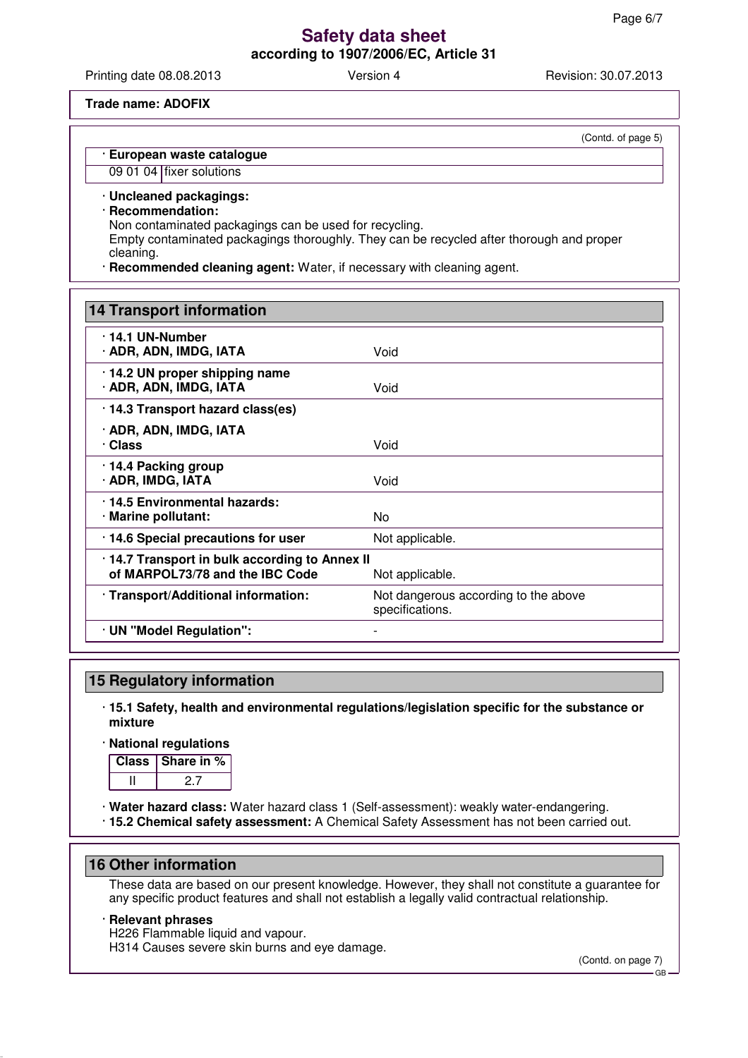**Trade name: ADOFIX**

(Contd. of page 5)

| · European waste catalogue | |
|---|---|
| 09 01 04 | fixer solutions |

· **Uncleaned packagings:**

· **Recommendation:**
Non contaminated packagings can be used for recycling.
Empty contaminated packagings thoroughly. They can be recycled after thorough and proper cleaning.

· **Recommended cleaning agent:** Water, if necessary with cleaning agent.

## 14 Transport information

| | |
|---|---|
| · **14.1 UN-Number**<br>· **ADR, ADN, IMDG, IATA** | Void |
| · **14.2 UN proper shipping name**<br>· **ADR, ADN, IMDG, IATA** | Void |
| · **14.3 Transport hazard class(es)**<br>· **ADR, ADN, IMDG, IATA**<br>· **Class** | Void |
| · **14.4 Packing group**<br>· **ADR, IMDG, IATA** | Void |
| · **14.5 Environmental hazards:**<br>· **Marine pollutant:** | No |
| · **14.6 Special precautions for user** | Not applicable. |
| · **14.7 Transport in bulk according to Annex II of MARPOL73/78 and the IBC Code** | Not applicable. |
| · **Transport/Additional information:** | Not dangerous according to the above specifications. |
| · **UN "Model Regulation":** | - |

## 15 Regulatory information

· **15.1 Safety, health and environmental regulations/legislation specific for the substance or mixture**

· **National regulations**

| Class | Share in % |
|---|---|
| II | 2.7 |

· **Water hazard class:** Water hazard class 1 (Self-assessment): weakly water-endangering.
· **15.2 Chemical safety assessment:** A Chemical Safety Assessment has not been carried out.

## 16 Other information

These data are based on our present knowledge. However, they shall not constitute a guarantee for any specific product features and shall not establish a legally valid contractual relationship.

· **Relevant phrases**
H226 Flammable liquid and vapour.
H314 Causes severe skin burns and eye damage.

(Contd. on page 7)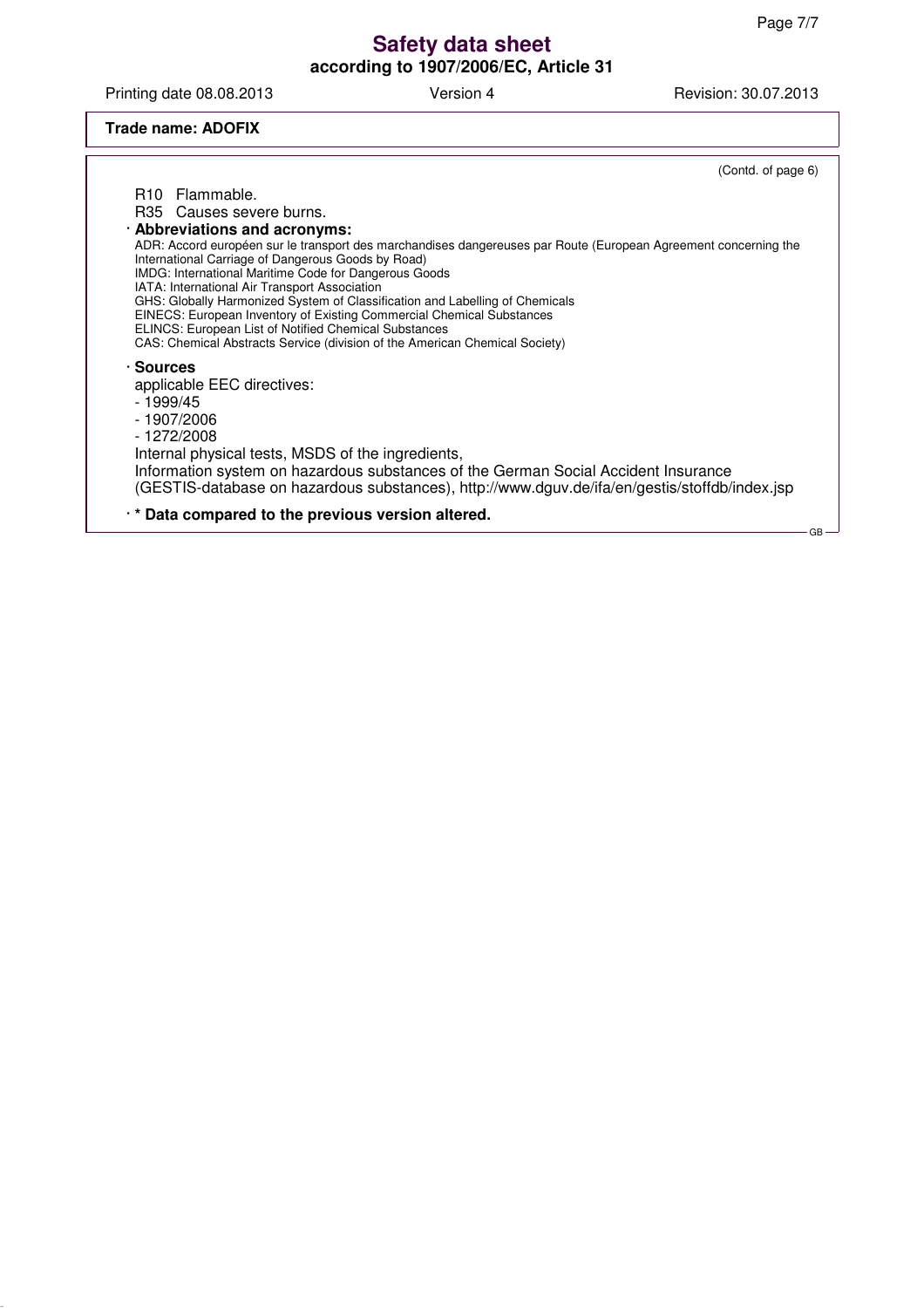(Contd. of page 6)

R10 Flammable.
R35 Causes severe burns.

· **Abbreviations and acronyms:**
ADR: Accord européen sur le transport des marchandises dangereuses par Route (European Agreement concerning the International Carriage of Dangerous Goods by Road)
IMDG: International Maritime Code for Dangerous Goods
IATA: International Air Transport Association
GHS: Globally Harmonized System of Classification and Labelling of Chemicals
EINECS: European Inventory of Existing Commercial Chemical Substances
ELINCS: European List of Notified Chemical Substances
CAS: Chemical Abstracts Service (division of the American Chemical Society)

· **Sources**
applicable EEC directives:
- 1999/45
- 1907/2006
- 1272/2008

Internal physical tests, MSDS of the ingredients,
Information system on hazardous substances of the German Social Accident Insurance (GESTIS-database on hazardous substances), http://www.dguv.de/ifa/en/gestis/stoffdb/index.jsp

· **\* Data compared to the previous version altered.**